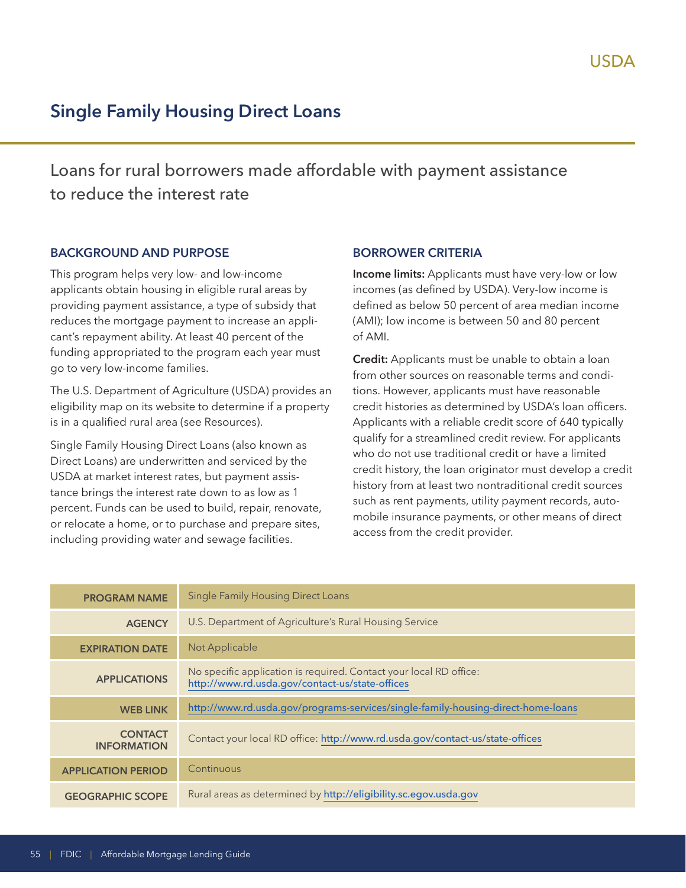USDA

# Single Family Housing Direct Loans

Loans for rural borrowers made affordable with payment assistance to reduce the interest rate

## BACKGROUND AND PURPOSE

This program helps very low- and low-income applicants obtain housing in eligible rural areas by providing payment assistance, a type of subsidy that reduces the mortgage payment to increase an applicant's repayment ability. At least 40 percent of the funding appropriated to the program each year must go to very low-income families.

The U.S. Department of Agriculture (USDA) provides an eligibility map on its website to determine if a property is in a qualified rural area (see Resources).

Single Family Housing Direct Loans (also known as Direct Loans) are underwritten and serviced by the USDA at market interest rates, but payment assistance brings the interest rate down to as low as 1 percent. Funds can be used to build, repair, renovate, or relocate a home, or to purchase and prepare sites, including providing water and sewage facilities.

## BORROWER CRITERIA

**Income limits:** Applicants must have very-low or low incomes (as defined by USDA). Very-low income is defined as below 50 percent of area median income (AMI); low income is between 50 and 80 percent of AMI.

**Credit:** Applicants must be unable to obtain a loan from other sources on reasonable terms and conditions. However, applicants must have reasonable credit histories as determined by USDA's loan officers. Applicants with a reliable credit score of 640 typically qualify for a streamlined credit review. For applicants who do not use traditional credit or have a limited credit history, the loan originator must develop a credit history from at least two nontraditional credit sources such as rent payments, utility payment records, automobile insurance payments, or other means of direct access from the credit provider.

| | |
|---|---|
| **PROGRAM NAME** | Single Family Housing Direct Loans |
| **AGENCY** | U.S. Department of Agriculture's Rural Housing Service |
| **EXPIRATION DATE** | Not Applicable |
| **APPLICATIONS** | No specific application is required. Contact your local RD office: http://www.rd.usda.gov/contact-us/state-offices |
| **WEB LINK** | http://www.rd.usda.gov/programs-services/single-family-housing-direct-home-loans |
| **CONTACT INFORMATION** | Contact your local RD office: http://www.rd.usda.gov/contact-us/state-offices |
| **APPLICATION PERIOD** | Continuous |
| **GEOGRAPHIC SCOPE** | Rural areas as determined by http://eligibility.sc.egov.usda.gov |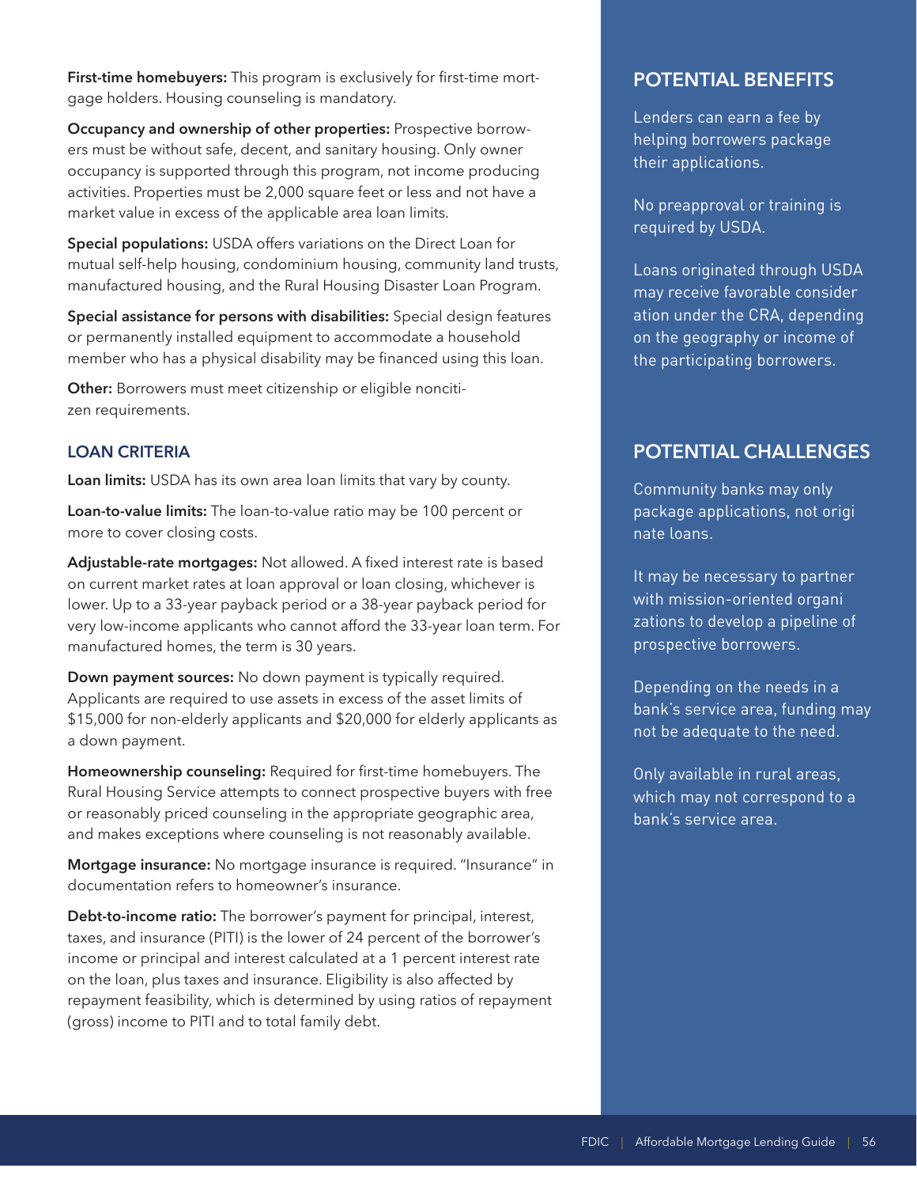**First-time homebuyers:** This program is exclusively for first-time mortgage holders. Housing counseling is mandatory.

**Occupancy and ownership of other properties:** Prospective borrowers must be without safe, decent, and sanitary housing. Only owner occupancy is supported through this program, not income producing activities. Properties must be 2,000 square feet or less and not have a market value in excess of the applicable area loan limits.

**Special populations:** USDA offers variations on the Direct Loan for mutual self-help housing, condominium housing, community land trusts, manufactured housing, and the Rural Housing Disaster Loan Program.

**Special assistance for persons with disabilities:** Special design features or permanently installed equipment to accommodate a household member who has a physical disability may be financed using this loan.

**Other:** Borrowers must meet citizenship or eligible noncitizen requirements.

### LOAN CRITERIA

**Loan limits:** USDA has its own area loan limits that vary by county.

**Loan-to-value limits:** The loan-to-value ratio may be 100 percent or more to cover closing costs.

**Adjustable-rate mortgages:** Not allowed. A fixed interest rate is based on current market rates at loan approval or loan closing, whichever is lower. Up to a 33-year payback period or a 38-year payback period for very low-income applicants who cannot afford the 33-year loan term. For manufactured homes, the term is 30 years.

**Down payment sources:** No down payment is typically required. Applicants are required to use assets in excess of the asset limits of $15,000 for non-elderly applicants and $20,000 for elderly applicants as a down payment.

**Homeownership counseling:** Required for first-time homebuyers. The Rural Housing Service attempts to connect prospective buyers with free or reasonably priced counseling in the appropriate geographic area, and makes exceptions where counseling is not reasonably available.

**Mortgage insurance:** No mortgage insurance is required. "Insurance" in documentation refers to homeowner's insurance.

**Debt-to-income ratio:** The borrower's payment for principal, interest, taxes, and insurance (PITI) is the lower of 24 percent of the borrower's income or principal and interest calculated at a 1 percent interest rate on the loan, plus taxes and insurance. Eligibility is also affected by repayment feasibility, which is determined by using ratios of repayment (gross) income to PITI and to total family debt.

## POTENTIAL BENEFITS

Lenders can earn a fee by helping borrowers package their applications.

No preapproval or training is required by USDA.

Loans originated through USDA may receive favorable consideration under the CRA, depending on the geography or income of the participating borrowers.

## POTENTIAL CHALLENGES

Community banks may only package applications, not originate loans.

It may be necessary to partner with mission-oriented organizations to develop a pipeline of prospective borrowers.

Depending on the needs in a bank's service area, funding may not be adequate to the need.

Only available in rural areas, which may not correspond to a bank's service area.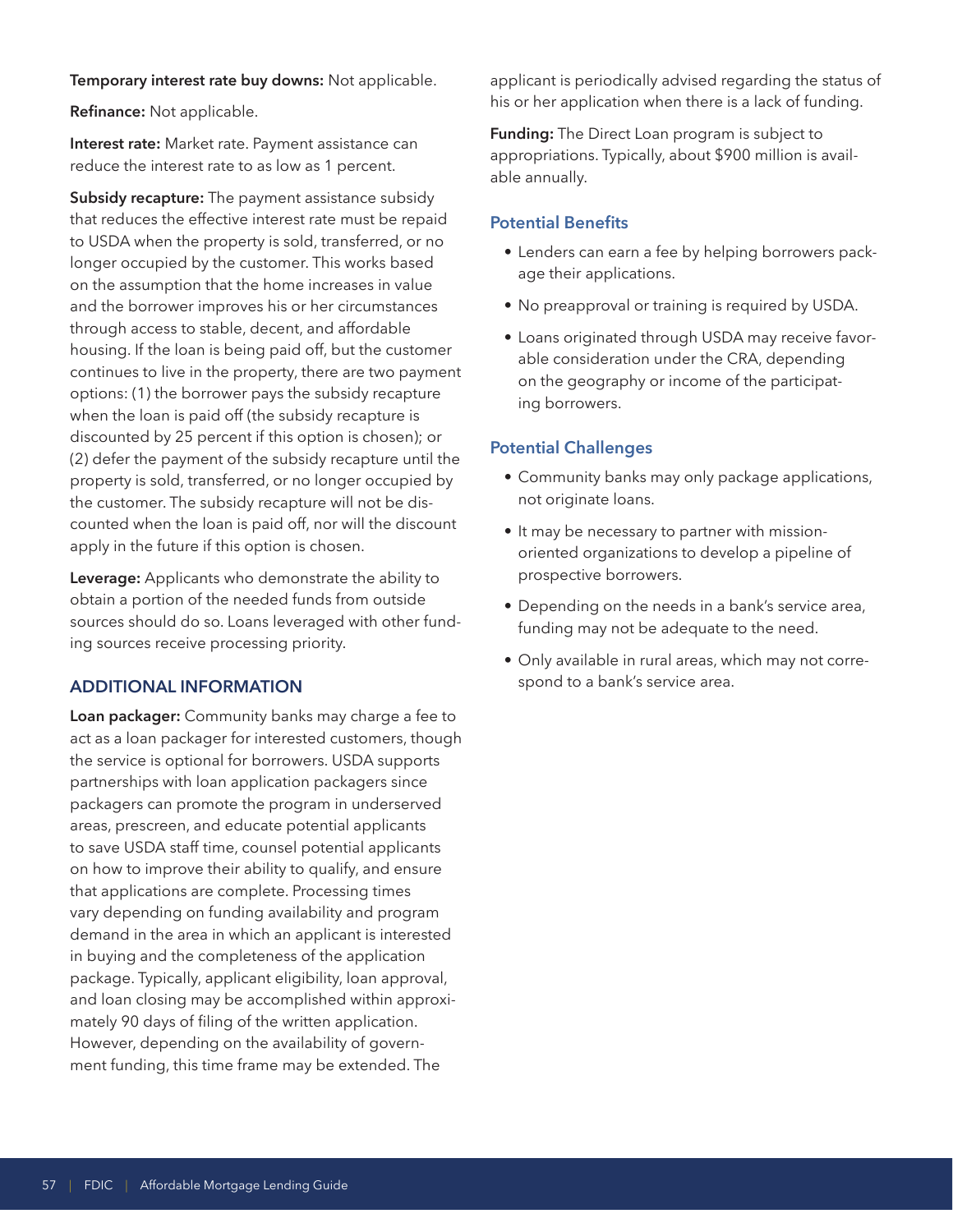**Temporary interest rate buy downs:** Not applicable.

**Refinance:** Not applicable.

**Interest rate:** Market rate. Payment assistance can reduce the interest rate to as low as 1 percent.

**Subsidy recapture:** The payment assistance subsidy that reduces the effective interest rate must be repaid to USDA when the property is sold, transferred, or no longer occupied by the customer. This works based on the assumption that the home increases in value and the borrower improves his or her circumstances through access to stable, decent, and affordable housing. If the loan is being paid off, but the customer continues to live in the property, there are two payment options: (1) the borrower pays the subsidy recapture when the loan is paid off (the subsidy recapture is discounted by 25 percent if this option is chosen); or (2) defer the payment of the subsidy recapture until the property is sold, transferred, or no longer occupied by the customer. The subsidy recapture will not be discounted when the loan is paid off, nor will the discount apply in the future if this option is chosen.

**Leverage:** Applicants who demonstrate the ability to obtain a portion of the needed funds from outside sources should do so. Loans leveraged with other funding sources receive processing priority.

## ADDITIONAL INFORMATION

**Loan packager:** Community banks may charge a fee to act as a loan packager for interested customers, though the service is optional for borrowers. USDA supports partnerships with loan application packagers since packagers can promote the program in underserved areas, prescreen, and educate potential applicants to save USDA staff time, counsel potential applicants on how to improve their ability to qualify, and ensure that applications are complete. Processing times vary depending on funding availability and program demand in the area in which an applicant is interested in buying and the completeness of the application package. Typically, applicant eligibility, loan approval, and loan closing may be accomplished within approximately 90 days of filing of the written application. However, depending on the availability of government funding, this time frame may be extended. The applicant is periodically advised regarding the status of his or her application when there is a lack of funding.

**Funding:** The Direct Loan program is subject to appropriations. Typically, about $900 million is available annually.

### Potential Benefits

- Lenders can earn a fee by helping borrowers package their applications.
- No preapproval or training is required by USDA.
- Loans originated through USDA may receive favorable consideration under the CRA, depending on the geography or income of the participating borrowers.

### Potential Challenges

- Community banks may only package applications, not originate loans.
- It may be necessary to partner with mission-oriented organizations to develop a pipeline of prospective borrowers.
- Depending on the needs in a bank's service area, funding may not be adequate to the need.
- Only available in rural areas, which may not correspond to a bank's service area.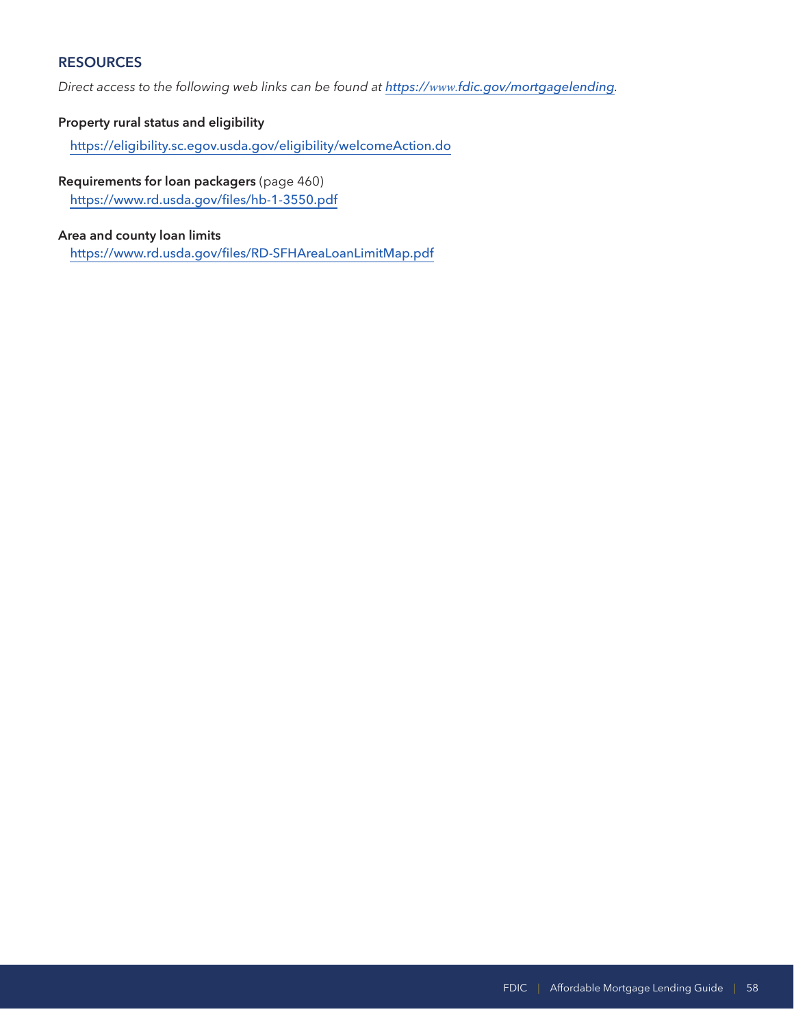## RESOURCES

*Direct access to the following web links can be found at [https://www.fdic.gov/mortgagelending](https://www.fdic.gov/mortgagelending).*

**Property rural status and eligibility**

[https://eligibility.sc.egov.usda.gov/eligibility/welcomeAction.do](https://eligibility.sc.egov.usda.gov/eligibility/welcomeAction.do)

**Requirements for loan packagers** (page 460)

[https://www.rd.usda.gov/files/hb-1-3550.pdf](https://www.rd.usda.gov/files/hb-1-3550.pdf)

**Area and county loan limits**

[https://www.rd.usda.gov/files/RD-SFHAreaLoanLimitMap.pdf](https://www.rd.usda.gov/files/RD-SFHAreaLoanLimitMap.pdf)